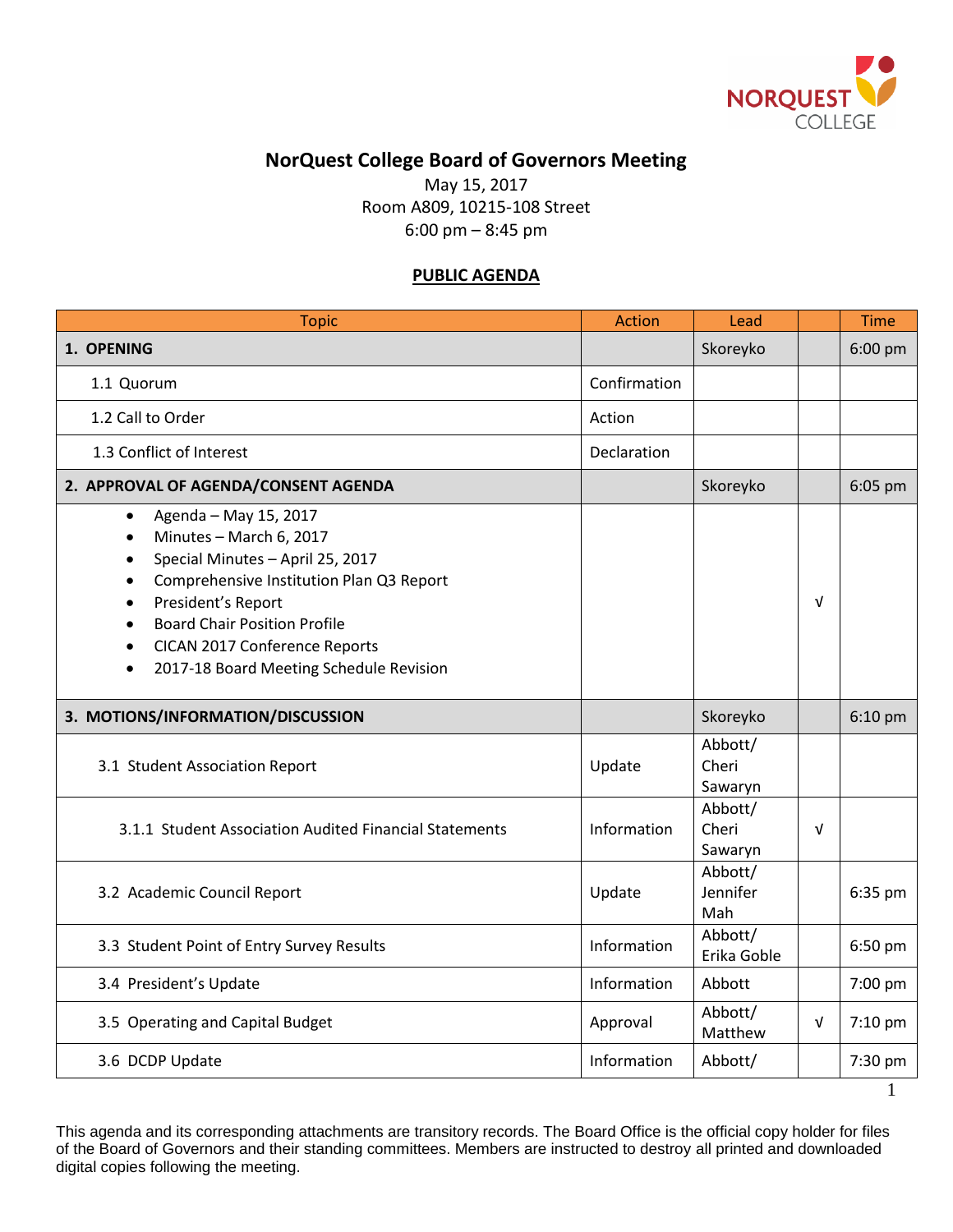# NorQuest College Board of Governors Meeting

May 15, 2017
Room A809, 10215-108 Street
6:00 pm – 8:45 pm

**PUBLIC AGENDA**

| Topic | Action | Lead | | Time |
|---|---|---|---|---|
| **1. OPENING** | | Skoreyko | | 6:00 pm |
| 1.1 Quorum | Confirmation | | | |
| 1.2 Call to Order | Action | | | |
| 1.3 Conflict of Interest | Declaration | | | |
| **2. APPROVAL OF AGENDA/CONSENT AGENDA** | | Skoreyko | | 6:05 pm |
| • Agenda – May 15, 2017<br>• Minutes – March 6, 2017<br>• Special Minutes – April 25, 2017<br>• Comprehensive Institution Plan Q3 Report<br>• President's Report<br>• Board Chair Position Profile<br>• CICAN 2017 Conference Reports<br>• 2017-18 Board Meeting Schedule Revision | | | √ | |
| **3. MOTIONS/INFORMATION/DISCUSSION** | | Skoreyko | | 6:10 pm |
| 3.1 Student Association Report | Update | Abbott/ Cheri Sawaryn | | |
| 3.1.1 Student Association Audited Financial Statements | Information | Abbott/ Cheri Sawaryn | √ | |
| 3.2 Academic Council Report | Update | Abbott/ Jennifer Mah | | 6:35 pm |
| 3.3 Student Point of Entry Survey Results | Information | Abbott/ Erika Goble | | 6:50 pm |
| 3.4 President's Update | Information | Abbott | | 7:00 pm |
| 3.5 Operating and Capital Budget | Approval | Abbott/ Matthew | √ | 7:10 pm |
| 3.6 DCDP Update | Information | Abbott/ | | 7:30 pm |

This agenda and its corresponding attachments are transitory records. The Board Office is the official copy holder for files of the Board of Governors and their standing committees. Members are instructed to destroy all printed and downloaded digital copies following the meeting.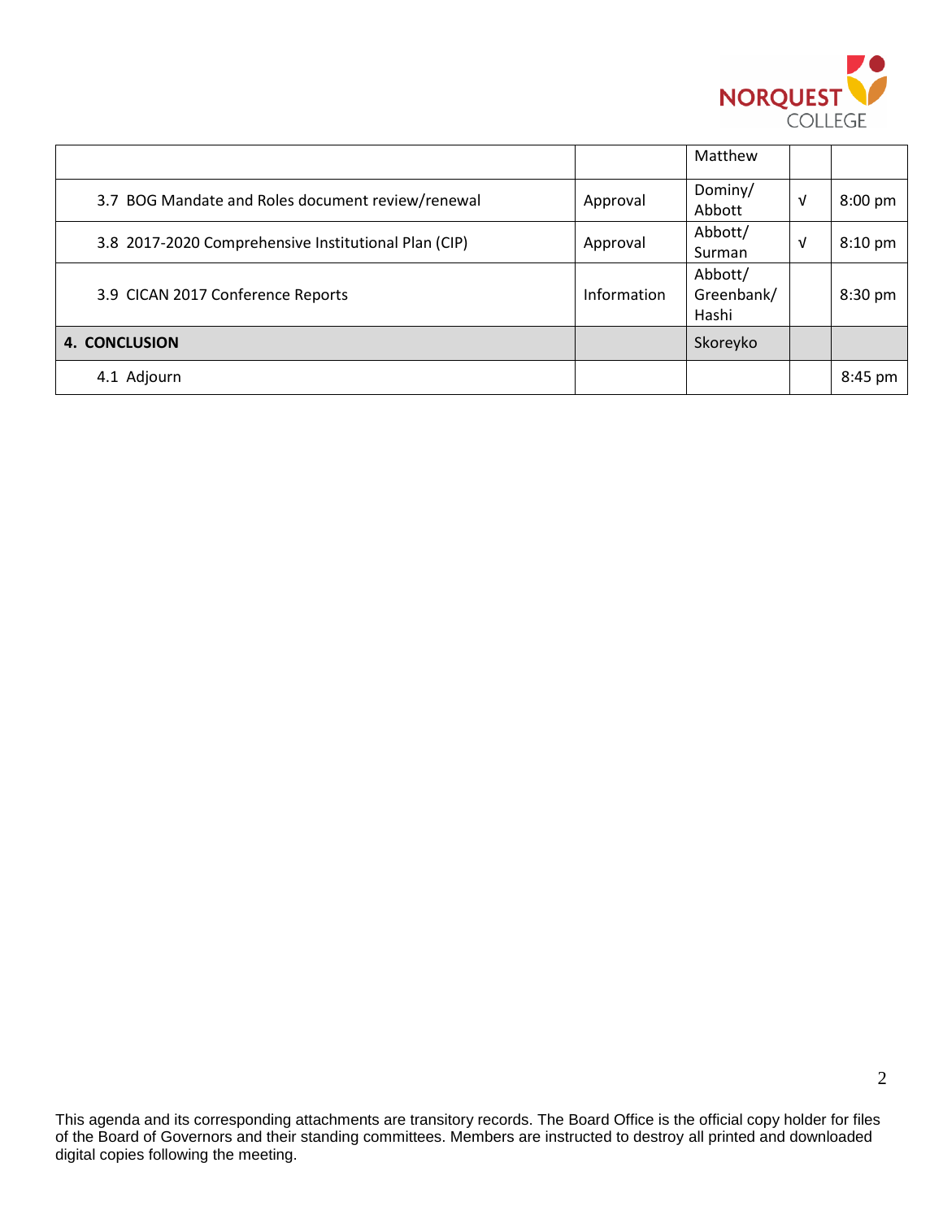| | | | | |
|---|---|---|---|---|
| | | Matthew | | |
| 3.7 BOG Mandate and Roles document review/renewal | Approval | Dominy/ Abbott | √ | 8:00 pm |
| 3.8 2017-2020 Comprehensive Institutional Plan (CIP) | Approval | Abbott/ Surman | √ | 8:10 pm |
| 3.9 CICAN 2017 Conference Reports | Information | Abbott/ Greenbank/ Hashi | | 8:30 pm |
| **4. CONCLUSION** | | Skoreyko | | |
| 4.1 Adjourn | | | | 8:45 pm |

This agenda and its corresponding attachments are transitory records. The Board Office is the official copy holder for files of the Board of Governors and their standing committees. Members are instructed to destroy all printed and downloaded digital copies following the meeting.